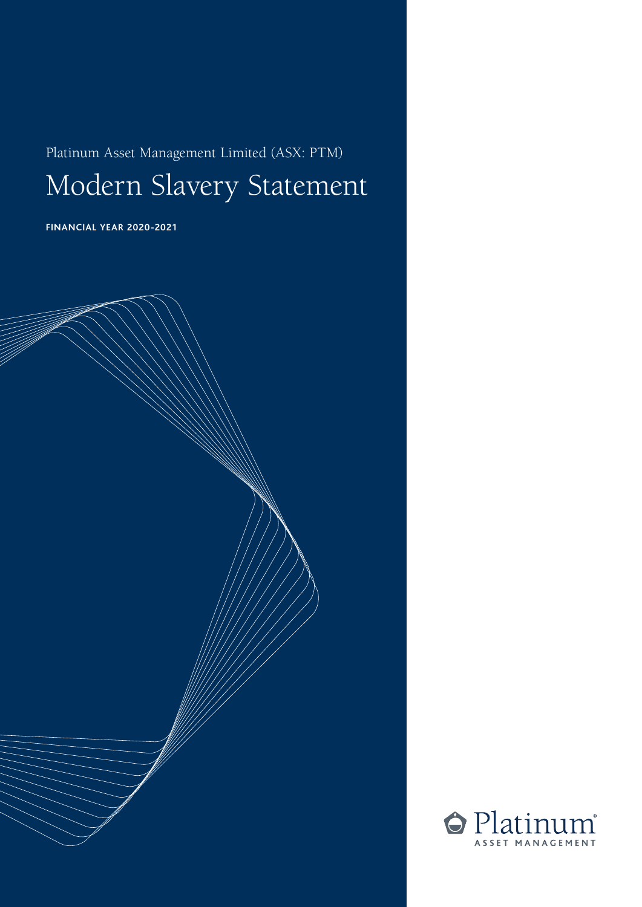Platinum Asset Management Limited (ASX: PTM)

# Modern Slavery Statement

**FINANCIAL YEAR 2020-2021**

Platinum ASSET MANAGEMENT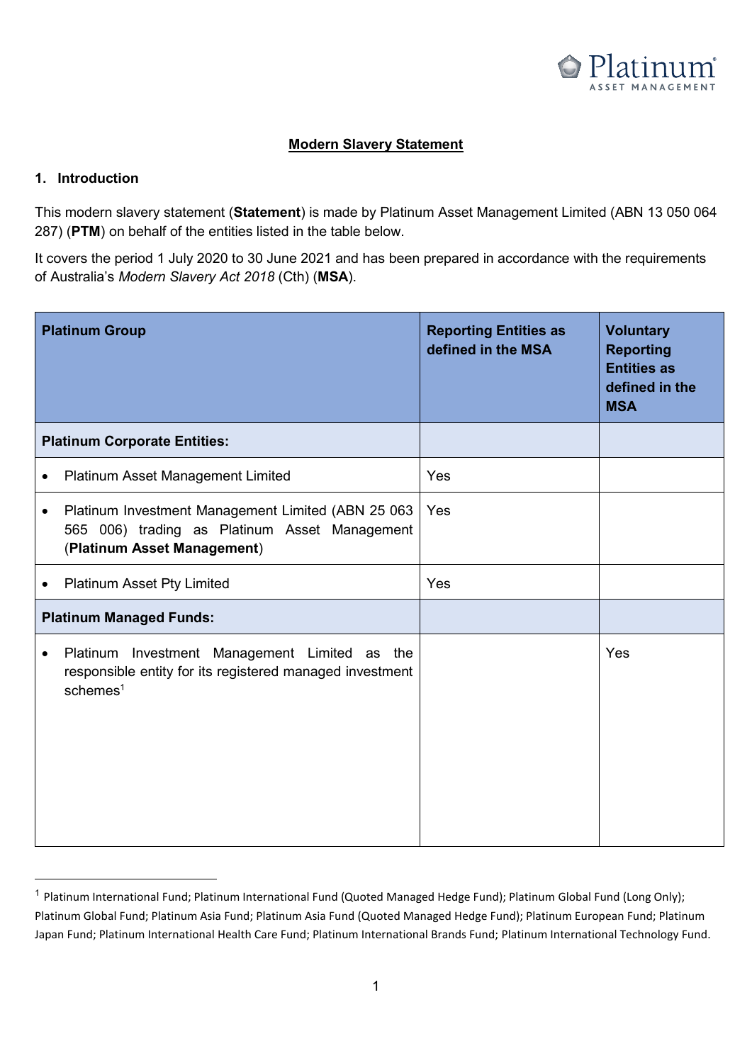## Modern Slavery Statement

### 1. Introduction

This modern slavery statement (**Statement**) is made by Platinum Asset Management Limited (ABN 13 050 064 287) (**PTM**) on behalf of the entities listed in the table below.

It covers the period 1 July 2020 to 30 June 2021 and has been prepared in accordance with the requirements of Australia's *Modern Slavery Act 2018* (Cth) (**MSA**).

| Platinum Group | Reporting Entities as defined in the MSA | Voluntary Reporting Entities as defined in the MSA |
|---|---|---|
| **Platinum Corporate Entities:** | | |
| • Platinum Asset Management Limited | Yes | |
| • Platinum Investment Management Limited (ABN 25 063 565 006) trading as Platinum Asset Management (**Platinum Asset Management**) | Yes | |
| • Platinum Asset Pty Limited | Yes | |
| **Platinum Managed Funds:** | | |
| • Platinum Investment Management Limited as the responsible entity for its registered managed investment schemes[1] | | Yes |

[1] Platinum International Fund; Platinum International Fund (Quoted Managed Hedge Fund); Platinum Global Fund (Long Only); Platinum Global Fund; Platinum Asia Fund; Platinum Asia Fund (Quoted Managed Hedge Fund); Platinum European Fund; Platinum Japan Fund; Platinum International Health Care Fund; Platinum International Brands Fund; Platinum International Technology Fund.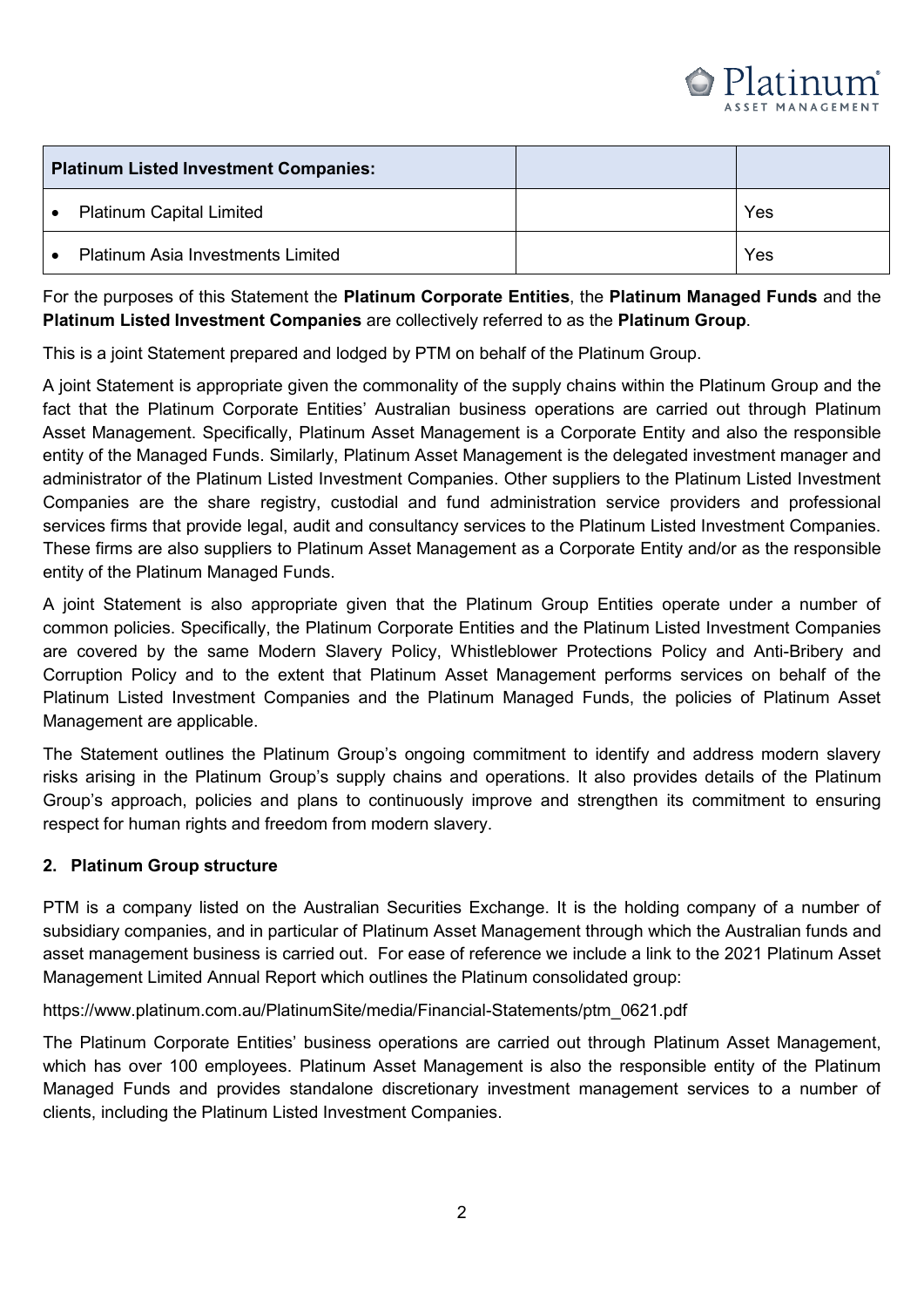| Platinum Listed Investment Companies: | | |
|---|---|---|
| • Platinum Capital Limited | | Yes |
| • Platinum Asia Investments Limited | | Yes |

For the purposes of this Statement the **Platinum Corporate Entities**, the **Platinum Managed Funds** and the **Platinum Listed Investment Companies** are collectively referred to as the **Platinum Group**.

This is a joint Statement prepared and lodged by PTM on behalf of the Platinum Group.

A joint Statement is appropriate given the commonality of the supply chains within the Platinum Group and the fact that the Platinum Corporate Entities' Australian business operations are carried out through Platinum Asset Management. Specifically, Platinum Asset Management is a Corporate Entity and also the responsible entity of the Managed Funds. Similarly, Platinum Asset Management is the delegated investment manager and administrator of the Platinum Listed Investment Companies. Other suppliers to the Platinum Listed Investment Companies are the share registry, custodial and fund administration service providers and professional services firms that provide legal, audit and consultancy services to the Platinum Listed Investment Companies. These firms are also suppliers to Platinum Asset Management as a Corporate Entity and/or as the responsible entity of the Platinum Managed Funds.

A joint Statement is also appropriate given that the Platinum Group Entities operate under a number of common policies. Specifically, the Platinum Corporate Entities and the Platinum Listed Investment Companies are covered by the same Modern Slavery Policy, Whistleblower Protections Policy and Anti-Bribery and Corruption Policy and to the extent that Platinum Asset Management performs services on behalf of the Platinum Listed Investment Companies and the Platinum Managed Funds, the policies of Platinum Asset Management are applicable.

The Statement outlines the Platinum Group's ongoing commitment to identify and address modern slavery risks arising in the Platinum Group's supply chains and operations. It also provides details of the Platinum Group's approach, policies and plans to continuously improve and strengthen its commitment to ensuring respect for human rights and freedom from modern slavery.

## 2. Platinum Group structure

PTM is a company listed on the Australian Securities Exchange. It is the holding company of a number of subsidiary companies, and in particular of Platinum Asset Management through which the Australian funds and asset management business is carried out. For ease of reference we include a link to the 2021 Platinum Asset Management Limited Annual Report which outlines the Platinum consolidated group:

https://www.platinum.com.au/PlatinumSite/media/Financial-Statements/ptm_0621.pdf

The Platinum Corporate Entities' business operations are carried out through Platinum Asset Management, which has over 100 employees. Platinum Asset Management is also the responsible entity of the Platinum Managed Funds and provides standalone discretionary investment management services to a number of clients, including the Platinum Listed Investment Companies.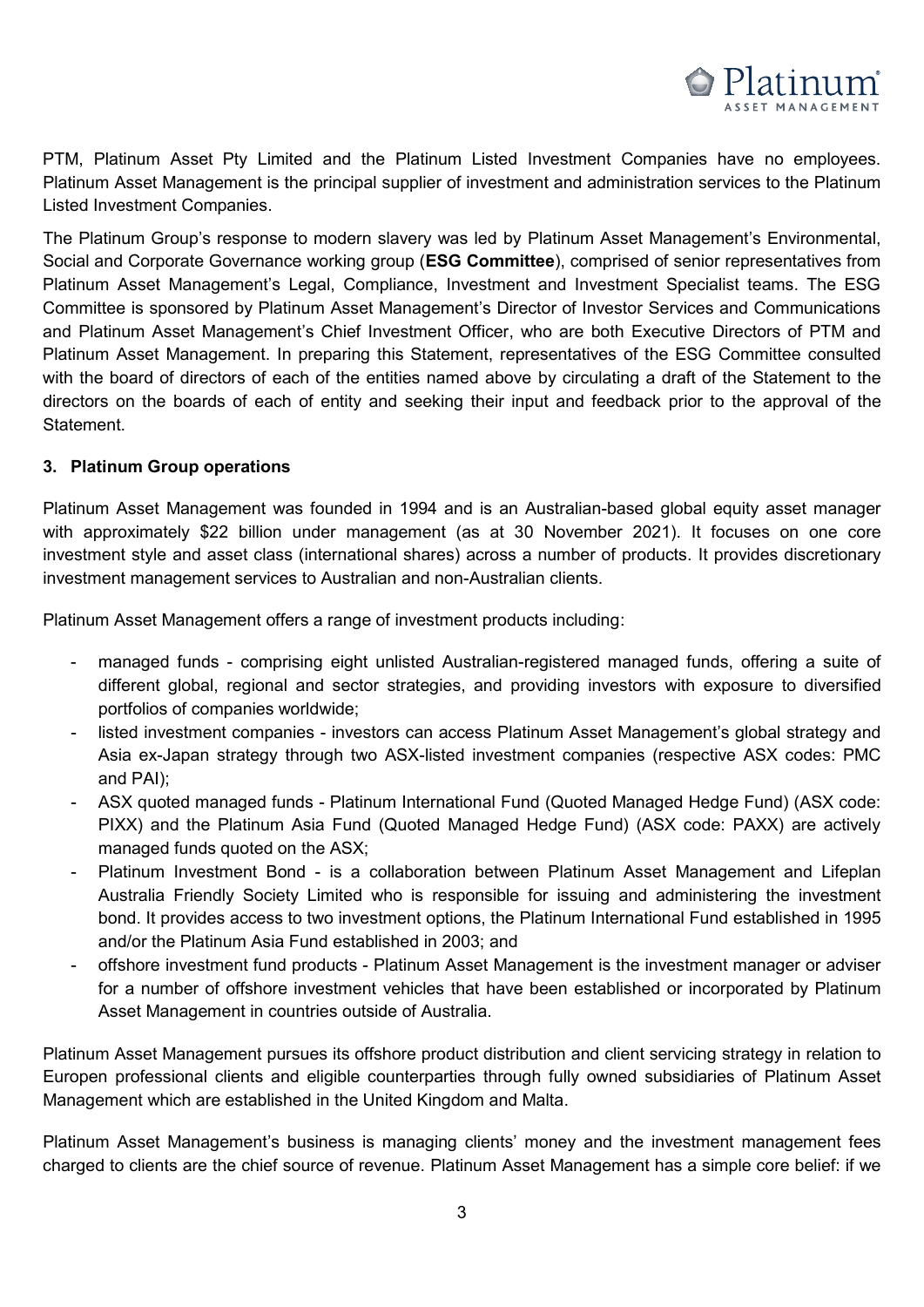PTM, Platinum Asset Pty Limited and the Platinum Listed Investment Companies have no employees. Platinum Asset Management is the principal supplier of investment and administration services to the Platinum Listed Investment Companies.

The Platinum Group's response to modern slavery was led by Platinum Asset Management's Environmental, Social and Corporate Governance working group (**ESG Committee**), comprised of senior representatives from Platinum Asset Management's Legal, Compliance, Investment and Investment Specialist teams. The ESG Committee is sponsored by Platinum Asset Management's Director of Investor Services and Communications and Platinum Asset Management's Chief Investment Officer, who are both Executive Directors of PTM and Platinum Asset Management. In preparing this Statement, representatives of the ESG Committee consulted with the board of directors of each of the entities named above by circulating a draft of the Statement to the directors on the boards of each of entity and seeking their input and feedback prior to the approval of the Statement.

### 3. Platinum Group operations

Platinum Asset Management was founded in 1994 and is an Australian-based global equity asset manager with approximately $22 billion under management (as at 30 November 2021). It focuses on one core investment style and asset class (international shares) across a number of products. It provides discretionary investment management services to Australian and non-Australian clients.

Platinum Asset Management offers a range of investment products including:

- managed funds - comprising eight unlisted Australian-registered managed funds, offering a suite of different global, regional and sector strategies, and providing investors with exposure to diversified portfolios of companies worldwide;
- listed investment companies - investors can access Platinum Asset Management's global strategy and Asia ex-Japan strategy through two ASX-listed investment companies (respective ASX codes: PMC and PAI);
- ASX quoted managed funds - Platinum International Fund (Quoted Managed Hedge Fund) (ASX code: PIXX) and the Platinum Asia Fund (Quoted Managed Hedge Fund) (ASX code: PAXX) are actively managed funds quoted on the ASX;
- Platinum Investment Bond - is a collaboration between Platinum Asset Management and Lifeplan Australia Friendly Society Limited who is responsible for issuing and administering the investment bond. It provides access to two investment options, the Platinum International Fund established in 1995 and/or the Platinum Asia Fund established in 2003; and
- offshore investment fund products - Platinum Asset Management is the investment manager or adviser for a number of offshore investment vehicles that have been established or incorporated by Platinum Asset Management in countries outside of Australia.

Platinum Asset Management pursues its offshore product distribution and client servicing strategy in relation to Europen professional clients and eligible counterparties through fully owned subsidiaries of Platinum Asset Management which are established in the United Kingdom and Malta.

Platinum Asset Management's business is managing clients' money and the investment management fees charged to clients are the chief source of revenue. Platinum Asset Management has a simple core belief: if we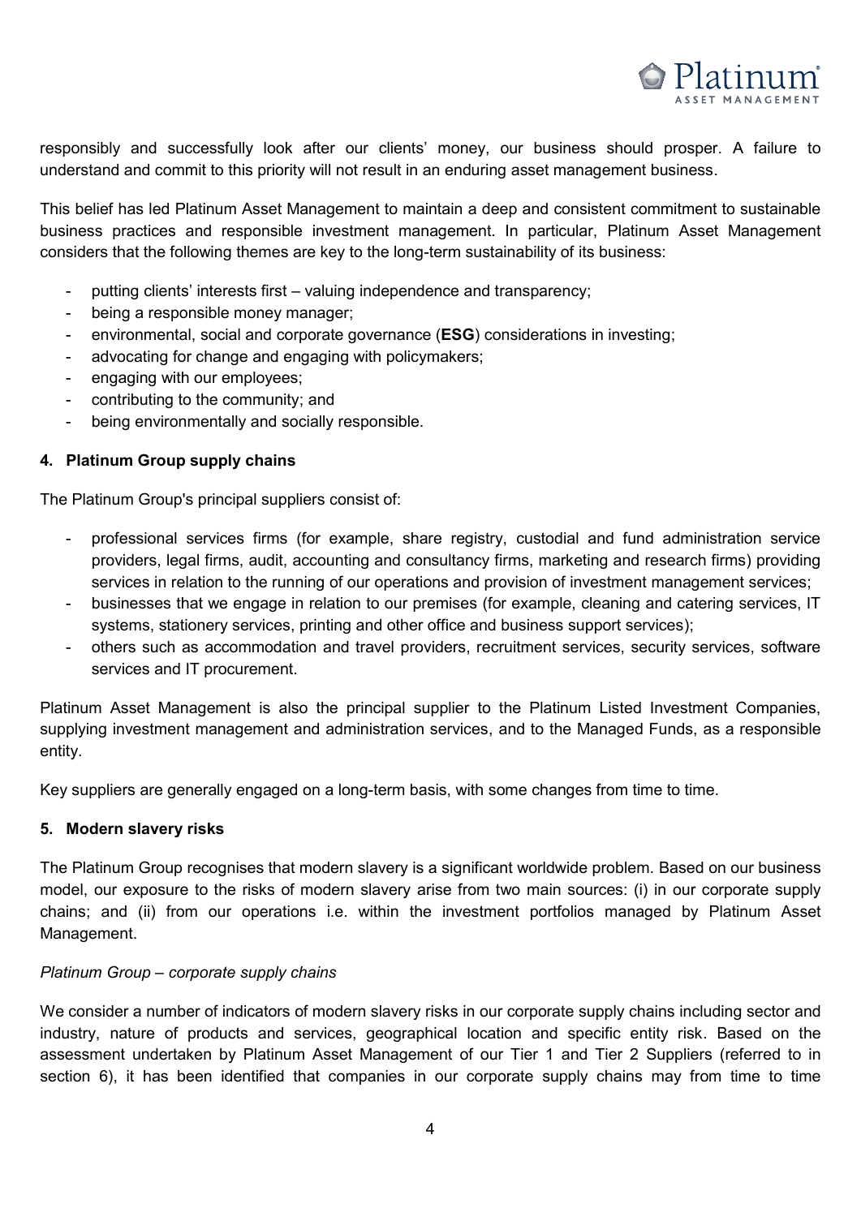responsibly and successfully look after our clients' money, our business should prosper. A failure to understand and commit to this priority will not result in an enduring asset management business.

This belief has led Platinum Asset Management to maintain a deep and consistent commitment to sustainable business practices and responsible investment management. In particular, Platinum Asset Management considers that the following themes are key to the long-term sustainability of its business:

- putting clients' interests first – valuing independence and transparency;
- being a responsible money manager;
- environmental, social and corporate governance (**ESG**) considerations in investing;
- advocating for change and engaging with policymakers;
- engaging with our employees;
- contributing to the community; and
- being environmentally and socially responsible.

## 4. Platinum Group supply chains

The Platinum Group's principal suppliers consist of:

- professional services firms (for example, share registry, custodial and fund administration service providers, legal firms, audit, accounting and consultancy firms, marketing and research firms) providing services in relation to the running of our operations and provision of investment management services;
- businesses that we engage in relation to our premises (for example, cleaning and catering services, IT systems, stationery services, printing and other office and business support services);
- others such as accommodation and travel providers, recruitment services, security services, software services and IT procurement.

Platinum Asset Management is also the principal supplier to the Platinum Listed Investment Companies, supplying investment management and administration services, and to the Managed Funds, as a responsible entity.

Key suppliers are generally engaged on a long-term basis, with some changes from time to time.

## 5. Modern slavery risks

The Platinum Group recognises that modern slavery is a significant worldwide problem. Based on our business model, our exposure to the risks of modern slavery arise from two main sources: (i) in our corporate supply chains; and (ii) from our operations i.e. within the investment portfolios managed by Platinum Asset Management.

*Platinum Group – corporate supply chains*

We consider a number of indicators of modern slavery risks in our corporate supply chains including sector and industry, nature of products and services, geographical location and specific entity risk. Based on the assessment undertaken by Platinum Asset Management of our Tier 1 and Tier 2 Suppliers (referred to in section 6), it has been identified that companies in our corporate supply chains may from time to time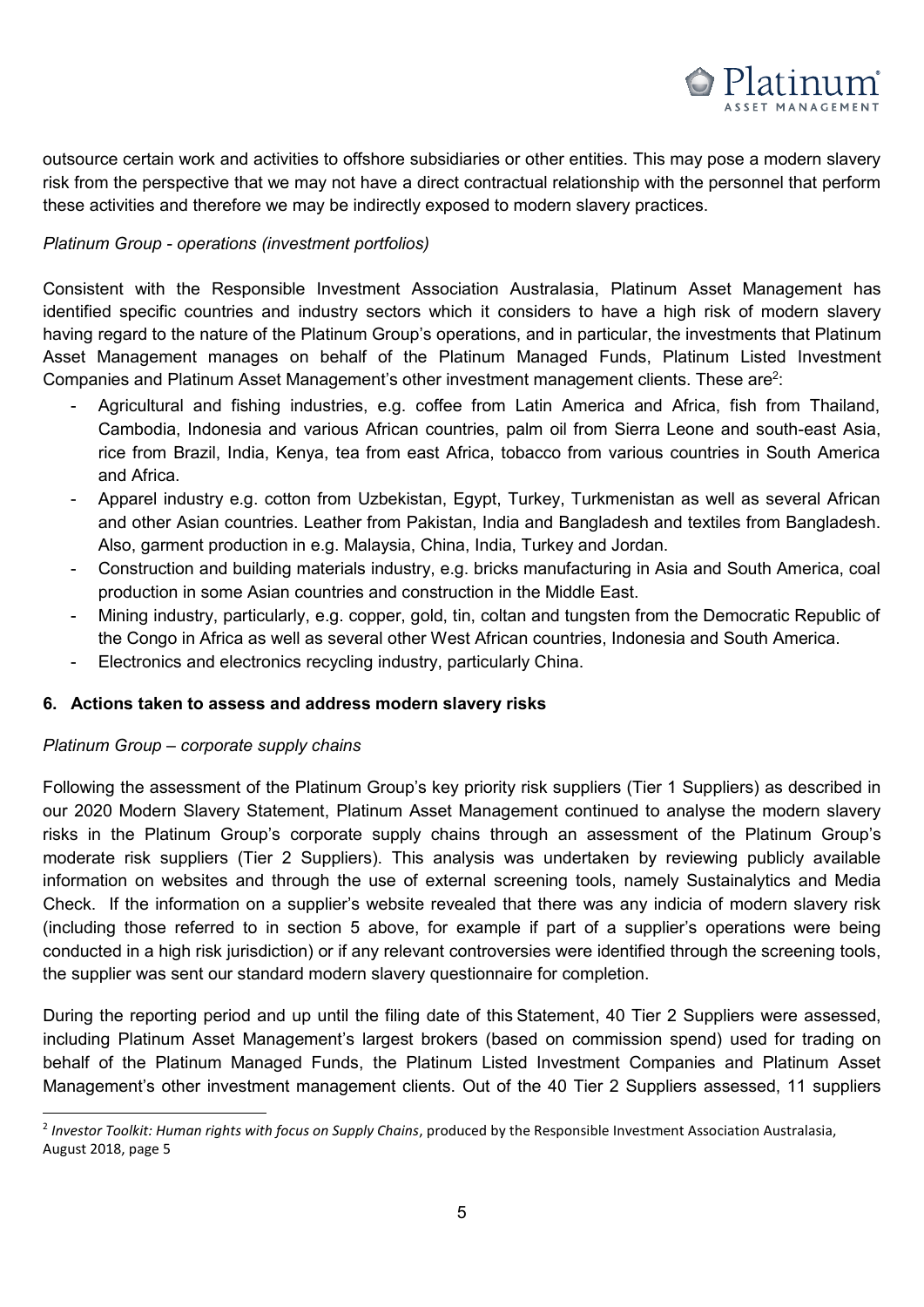outsource certain work and activities to offshore subsidiaries or other entities. This may pose a modern slavery risk from the perspective that we may not have a direct contractual relationship with the personnel that perform these activities and therefore we may be indirectly exposed to modern slavery practices.

*Platinum Group - operations (investment portfolios)*

Consistent with the Responsible Investment Association Australasia, Platinum Asset Management has identified specific countries and industry sectors which it considers to have a high risk of modern slavery having regard to the nature of the Platinum Group's operations, and in particular, the investments that Platinum Asset Management manages on behalf of the Platinum Managed Funds, Platinum Listed Investment Companies and Platinum Asset Management's other investment management clients. These are[2]:

- Agricultural and fishing industries, e.g. coffee from Latin America and Africa, fish from Thailand, Cambodia, Indonesia and various African countries, palm oil from Sierra Leone and south-east Asia, rice from Brazil, India, Kenya, tea from east Africa, tobacco from various countries in South America and Africa.
- Apparel industry e.g. cotton from Uzbekistan, Egypt, Turkey, Turkmenistan as well as several African and other Asian countries. Leather from Pakistan, India and Bangladesh and textiles from Bangladesh. Also, garment production in e.g. Malaysia, China, India, Turkey and Jordan.
- Construction and building materials industry, e.g. bricks manufacturing in Asia and South America, coal production in some Asian countries and construction in the Middle East.
- Mining industry, particularly, e.g. copper, gold, tin, coltan and tungsten from the Democratic Republic of the Congo in Africa as well as several other West African countries, Indonesia and South America.
- Electronics and electronics recycling industry, particularly China.

## 6. Actions taken to assess and address modern slavery risks

*Platinum Group – corporate supply chains*

Following the assessment of the Platinum Group's key priority risk suppliers (Tier 1 Suppliers) as described in our 2020 Modern Slavery Statement, Platinum Asset Management continued to analyse the modern slavery risks in the Platinum Group's corporate supply chains through an assessment of the Platinum Group's moderate risk suppliers (Tier 2 Suppliers). This analysis was undertaken by reviewing publicly available information on websites and through the use of external screening tools, namely Sustainalytics and Media Check. If the information on a supplier's website revealed that there was any indicia of modern slavery risk (including those referred to in section 5 above, for example if part of a supplier's operations were being conducted in a high risk jurisdiction) or if any relevant controversies were identified through the screening tools, the supplier was sent our standard modern slavery questionnaire for completion.

During the reporting period and up until the filing date of this Statement, 40 Tier 2 Suppliers were assessed, including Platinum Asset Management's largest brokers (based on commission spend) used for trading on behalf of the Platinum Managed Funds, the Platinum Listed Investment Companies and Platinum Asset Management's other investment management clients. Out of the 40 Tier 2 Suppliers assessed, 11 suppliers

[2] *Investor Toolkit: Human rights with focus on Supply Chains*, produced by the Responsible Investment Association Australasia, August 2018, page 5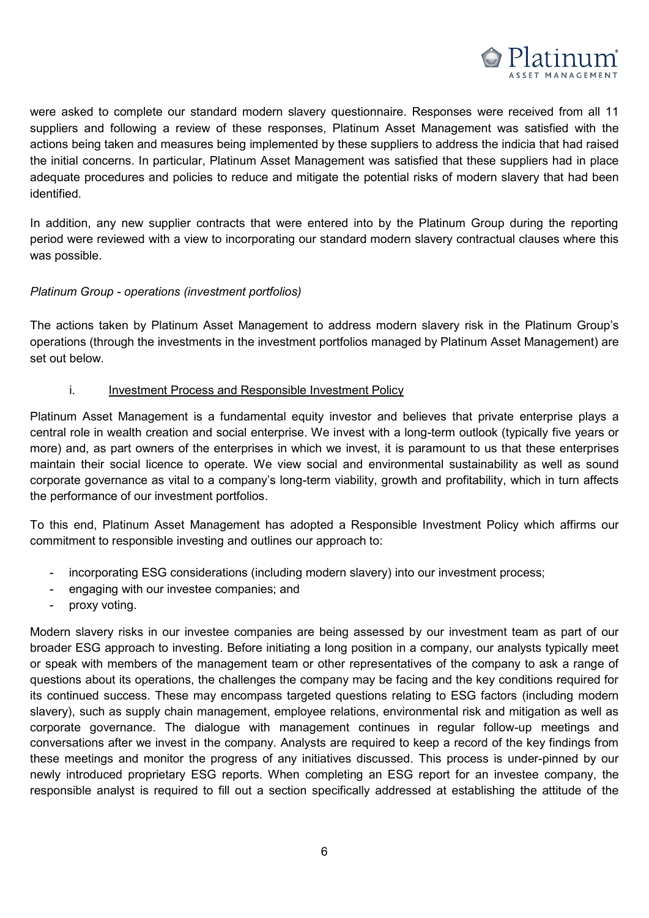were asked to complete our standard modern slavery questionnaire. Responses were received from all 11 suppliers and following a review of these responses, Platinum Asset Management was satisfied with the actions being taken and measures being implemented by these suppliers to address the indicia that had raised the initial concerns. In particular, Platinum Asset Management was satisfied that these suppliers had in place adequate procedures and policies to reduce and mitigate the potential risks of modern slavery that had been identified.

In addition, any new supplier contracts that were entered into by the Platinum Group during the reporting period were reviewed with a view to incorporating our standard modern slavery contractual clauses where this was possible.

*Platinum Group - operations (investment portfolios)*

The actions taken by Platinum Asset Management to address modern slavery risk in the Platinum Group's operations (through the investments in the investment portfolios managed by Platinum Asset Management) are set out below.

i. Investment Process and Responsible Investment Policy

Platinum Asset Management is a fundamental equity investor and believes that private enterprise plays a central role in wealth creation and social enterprise. We invest with a long-term outlook (typically five years or more) and, as part owners of the enterprises in which we invest, it is paramount to us that these enterprises maintain their social licence to operate. We view social and environmental sustainability as well as sound corporate governance as vital to a company's long-term viability, growth and profitability, which in turn affects the performance of our investment portfolios.

To this end, Platinum Asset Management has adopted a Responsible Investment Policy which affirms our commitment to responsible investing and outlines our approach to:

- incorporating ESG considerations (including modern slavery) into our investment process;
- engaging with our investee companies; and
- proxy voting.

Modern slavery risks in our investee companies are being assessed by our investment team as part of our broader ESG approach to investing. Before initiating a long position in a company, our analysts typically meet or speak with members of the management team or other representatives of the company to ask a range of questions about its operations, the challenges the company may be facing and the key conditions required for its continued success. These may encompass targeted questions relating to ESG factors (including modern slavery), such as supply chain management, employee relations, environmental risk and mitigation as well as corporate governance. The dialogue with management continues in regular follow-up meetings and conversations after we invest in the company. Analysts are required to keep a record of the key findings from these meetings and monitor the progress of any initiatives discussed. This process is under-pinned by our newly introduced proprietary ESG reports. When completing an ESG report for an investee company, the responsible analyst is required to fill out a section specifically addressed at establishing the attitude of the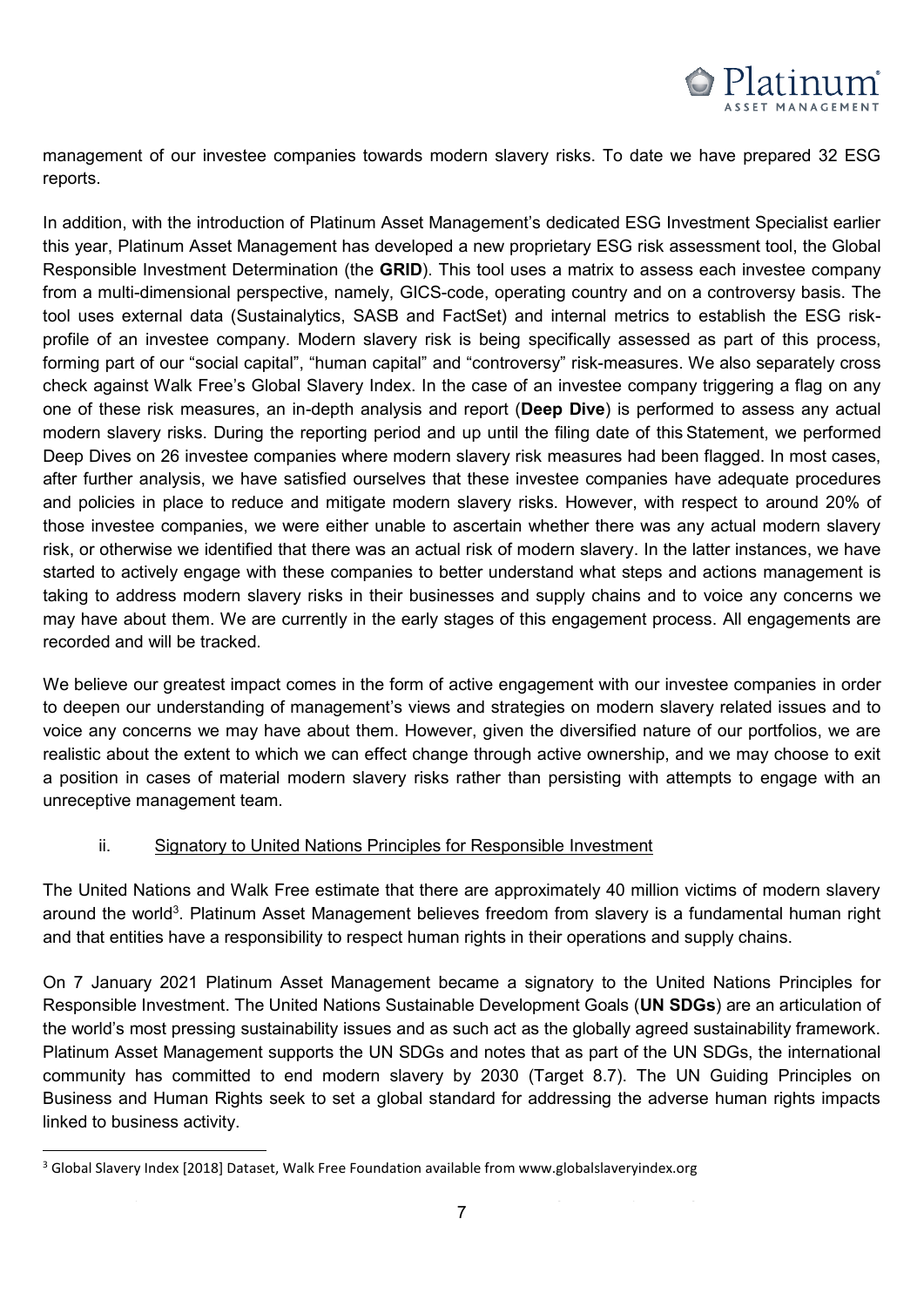management of our investee companies towards modern slavery risks. To date we have prepared 32 ESG reports.

In addition, with the introduction of Platinum Asset Management's dedicated ESG Investment Specialist earlier this year, Platinum Asset Management has developed a new proprietary ESG risk assessment tool, the Global Responsible Investment Determination (the **GRID**). This tool uses a matrix to assess each investee company from a multi-dimensional perspective, namely, GICS-code, operating country and on a controversy basis. The tool uses external data (Sustainalytics, SASB and FactSet) and internal metrics to establish the ESG risk-profile of an investee company. Modern slavery risk is being specifically assessed as part of this process, forming part of our "social capital", "human capital" and "controversy" risk-measures. We also separately cross check against Walk Free's Global Slavery Index. In the case of an investee company triggering a flag on any one of these risk measures, an in-depth analysis and report (**Deep Dive**) is performed to assess any actual modern slavery risks. During the reporting period and up until the filing date of this Statement, we performed Deep Dives on 26 investee companies where modern slavery risk measures had been flagged. In most cases, after further analysis, we have satisfied ourselves that these investee companies have adequate procedures and policies in place to reduce and mitigate modern slavery risks. However, with respect to around 20% of those investee companies, we were either unable to ascertain whether there was any actual modern slavery risk, or otherwise we identified that there was an actual risk of modern slavery. In the latter instances, we have started to actively engage with these companies to better understand what steps and actions management is taking to address modern slavery risks in their businesses and supply chains and to voice any concerns we may have about them. We are currently in the early stages of this engagement process. All engagements are recorded and will be tracked.

We believe our greatest impact comes in the form of active engagement with our investee companies in order to deepen our understanding of management's views and strategies on modern slavery related issues and to voice any concerns we may have about them. However, given the diversified nature of our portfolios, we are realistic about the extent to which we can effect change through active ownership, and we may choose to exit a position in cases of material modern slavery risks rather than persisting with attempts to engage with an unreceptive management team.

ii. Signatory to United Nations Principles for Responsible Investment

The United Nations and Walk Free estimate that there are approximately 40 million victims of modern slavery around the world[3]. Platinum Asset Management believes freedom from slavery is a fundamental human right and that entities have a responsibility to respect human rights in their operations and supply chains.

On 7 January 2021 Platinum Asset Management became a signatory to the United Nations Principles for Responsible Investment. The United Nations Sustainable Development Goals (**UN SDGs**) are an articulation of the world's most pressing sustainability issues and as such act as the globally agreed sustainability framework. Platinum Asset Management supports the UN SDGs and notes that as part of the UN SDGs, the international community has committed to end modern slavery by 2030 (Target 8.7). The UN Guiding Principles on Business and Human Rights seek to set a global standard for addressing the adverse human rights impacts linked to business activity.

[3] Global Slavery Index [2018] Dataset, Walk Free Foundation available from www.globalslaveryindex.org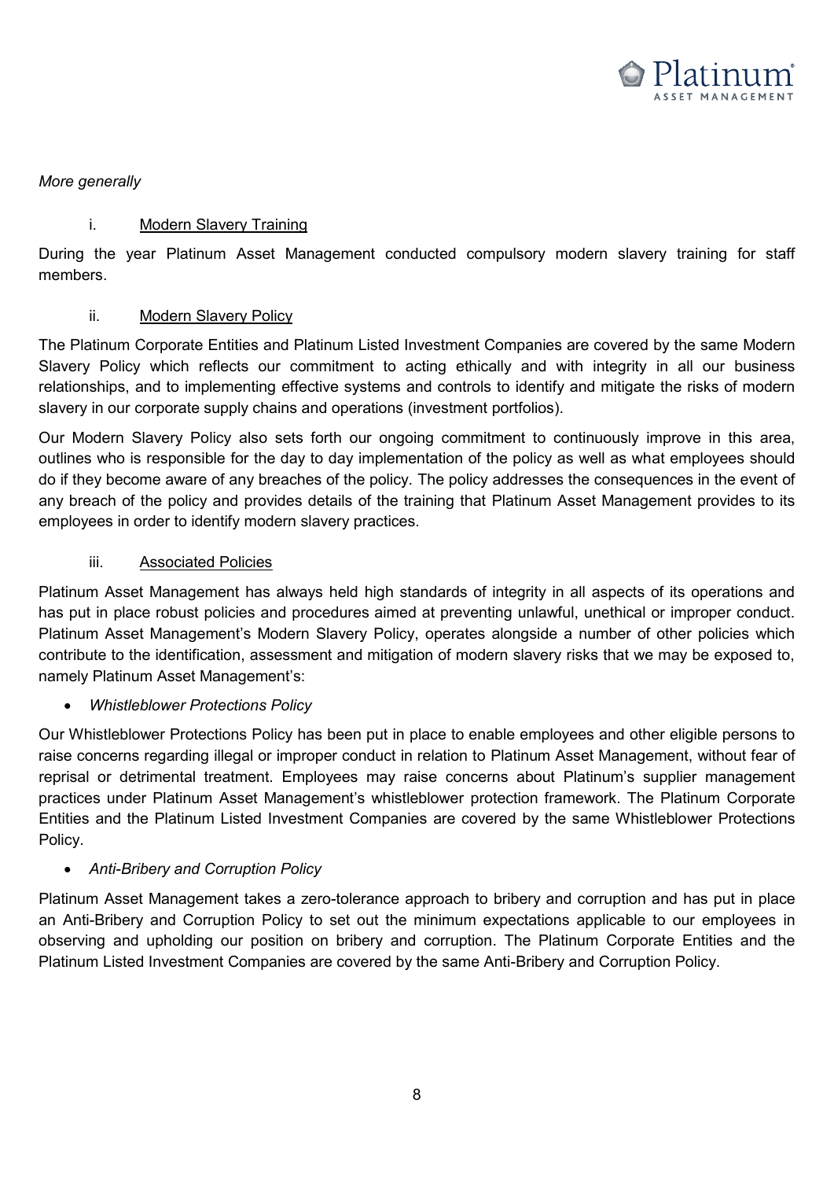*More generally*

i. <u>Modern Slavery Training</u>

During the year Platinum Asset Management conducted compulsory modern slavery training for staff members.

ii. <u>Modern Slavery Policy</u>

The Platinum Corporate Entities and Platinum Listed Investment Companies are covered by the same Modern Slavery Policy which reflects our commitment to acting ethically and with integrity in all our business relationships, and to implementing effective systems and controls to identify and mitigate the risks of modern slavery in our corporate supply chains and operations (investment portfolios).

Our Modern Slavery Policy also sets forth our ongoing commitment to continuously improve in this area, outlines who is responsible for the day to day implementation of the policy as well as what employees should do if they become aware of any breaches of the policy. The policy addresses the consequences in the event of any breach of the policy and provides details of the training that Platinum Asset Management provides to its employees in order to identify modern slavery practices.

iii. <u>Associated Policies</u>

Platinum Asset Management has always held high standards of integrity in all aspects of its operations and has put in place robust policies and procedures aimed at preventing unlawful, unethical or improper conduct. Platinum Asset Management's Modern Slavery Policy, operates alongside a number of other policies which contribute to the identification, assessment and mitigation of modern slavery risks that we may be exposed to, namely Platinum Asset Management's:

- *Whistleblower Protections Policy*

Our Whistleblower Protections Policy has been put in place to enable employees and other eligible persons to raise concerns regarding illegal or improper conduct in relation to Platinum Asset Management, without fear of reprisal or detrimental treatment. Employees may raise concerns about Platinum's supplier management practices under Platinum Asset Management's whistleblower protection framework. The Platinum Corporate Entities and the Platinum Listed Investment Companies are covered by the same Whistleblower Protections Policy.

- *Anti-Bribery and Corruption Policy*

Platinum Asset Management takes a zero-tolerance approach to bribery and corruption and has put in place an Anti-Bribery and Corruption Policy to set out the minimum expectations applicable to our employees in observing and upholding our position on bribery and corruption. The Platinum Corporate Entities and the Platinum Listed Investment Companies are covered by the same Anti-Bribery and Corruption Policy.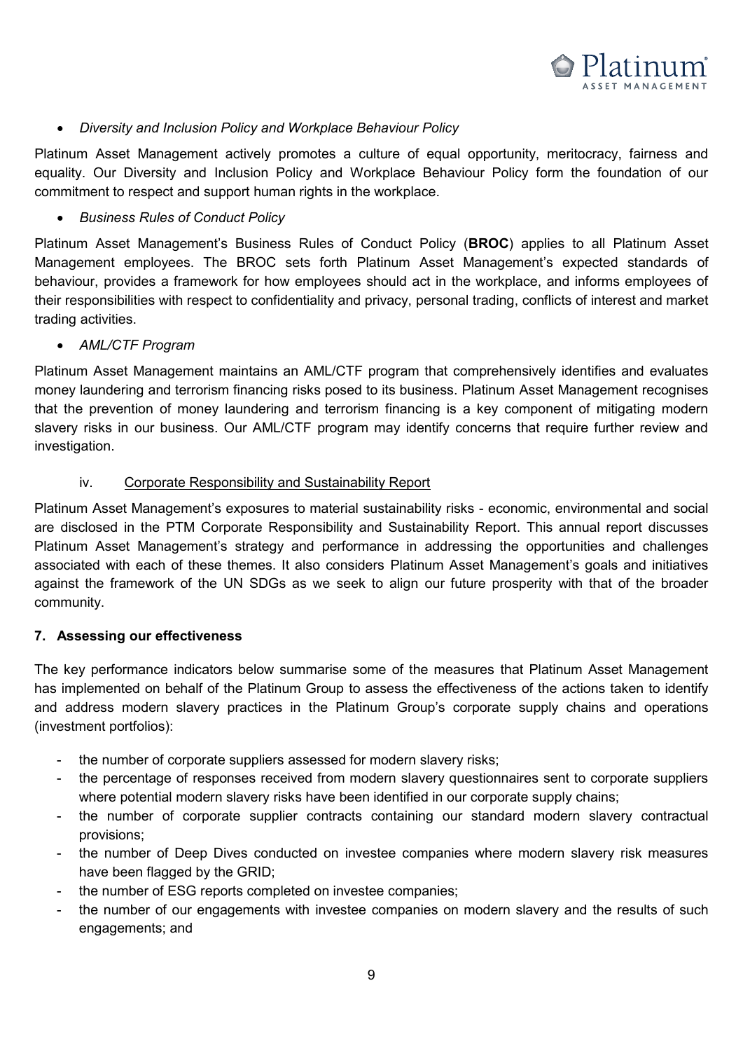- *Diversity and Inclusion Policy and Workplace Behaviour Policy*

Platinum Asset Management actively promotes a culture of equal opportunity, meritocracy, fairness and equality. Our Diversity and Inclusion Policy and Workplace Behaviour Policy form the foundation of our commitment to respect and support human rights in the workplace.

- *Business Rules of Conduct Policy*

Platinum Asset Management's Business Rules of Conduct Policy (**BROC**) applies to all Platinum Asset Management employees. The BROC sets forth Platinum Asset Management's expected standards of behaviour, provides a framework for how employees should act in the workplace, and informs employees of their responsibilities with respect to confidentiality and privacy, personal trading, conflicts of interest and market trading activities.

- *AML/CTF Program*

Platinum Asset Management maintains an AML/CTF program that comprehensively identifies and evaluates money laundering and terrorism financing risks posed to its business. Platinum Asset Management recognises that the prevention of money laundering and terrorism financing is a key component of mitigating modern slavery risks in our business. Our AML/CTF program may identify concerns that require further review and investigation.

iv. Corporate Responsibility and Sustainability Report

Platinum Asset Management's exposures to material sustainability risks - economic, environmental and social are disclosed in the PTM Corporate Responsibility and Sustainability Report. This annual report discusses Platinum Asset Management's strategy and performance in addressing the opportunities and challenges associated with each of these themes. It also considers Platinum Asset Management's goals and initiatives against the framework of the UN SDGs as we seek to align our future prosperity with that of the broader community.

## 7. Assessing our effectiveness

The key performance indicators below summarise some of the measures that Platinum Asset Management has implemented on behalf of the Platinum Group to assess the effectiveness of the actions taken to identify and address modern slavery practices in the Platinum Group's corporate supply chains and operations (investment portfolios):

- the number of corporate suppliers assessed for modern slavery risks;
- the percentage of responses received from modern slavery questionnaires sent to corporate suppliers where potential modern slavery risks have been identified in our corporate supply chains;
- the number of corporate supplier contracts containing our standard modern slavery contractual provisions;
- the number of Deep Dives conducted on investee companies where modern slavery risk measures have been flagged by the GRID;
- the number of ESG reports completed on investee companies;
- the number of our engagements with investee companies on modern slavery and the results of such engagements; and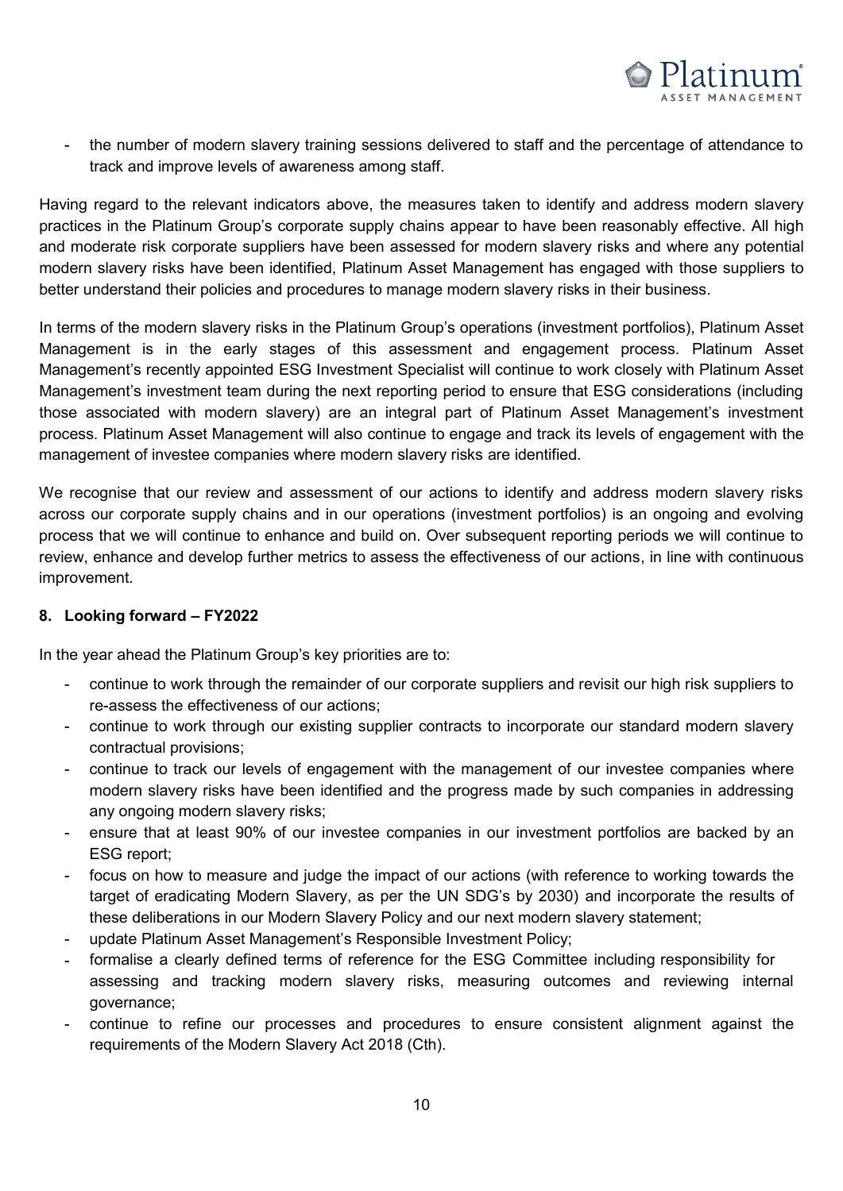- the number of modern slavery training sessions delivered to staff and the percentage of attendance to track and improve levels of awareness among staff.

Having regard to the relevant indicators above, the measures taken to identify and address modern slavery practices in the Platinum Group's corporate supply chains appear to have been reasonably effective. All high and moderate risk corporate suppliers have been assessed for modern slavery risks and where any potential modern slavery risks have been identified, Platinum Asset Management has engaged with those suppliers to better understand their policies and procedures to manage modern slavery risks in their business.

In terms of the modern slavery risks in the Platinum Group's operations (investment portfolios), Platinum Asset Management is in the early stages of this assessment and engagement process. Platinum Asset Management's recently appointed ESG Investment Specialist will continue to work closely with Platinum Asset Management's investment team during the next reporting period to ensure that ESG considerations (including those associated with modern slavery) are an integral part of Platinum Asset Management's investment process. Platinum Asset Management will also continue to engage and track its levels of engagement with the management of investee companies where modern slavery risks are identified.

We recognise that our review and assessment of our actions to identify and address modern slavery risks across our corporate supply chains and in our operations (investment portfolios) is an ongoing and evolving process that we will continue to enhance and build on. Over subsequent reporting periods we will continue to review, enhance and develop further metrics to assess the effectiveness of our actions, in line with continuous improvement.

**8. Looking forward – FY2022**

In the year ahead the Platinum Group's key priorities are to:

- continue to work through the remainder of our corporate suppliers and revisit our high risk suppliers to re-assess the effectiveness of our actions;
- continue to work through our existing supplier contracts to incorporate our standard modern slavery contractual provisions;
- continue to track our levels of engagement with the management of our investee companies where modern slavery risks have been identified and the progress made by such companies in addressing any ongoing modern slavery risks;
- ensure that at least 90% of our investee companies in our investment portfolios are backed by an ESG report;
- focus on how to measure and judge the impact of our actions (with reference to working towards the target of eradicating Modern Slavery, as per the UN SDG's by 2030) and incorporate the results of these deliberations in our Modern Slavery Policy and our next modern slavery statement;
- update Platinum Asset Management's Responsible Investment Policy;
- formalise a clearly defined terms of reference for the ESG Committee including responsibility for assessing and tracking modern slavery risks, measuring outcomes and reviewing internal governance;
- continue to refine our processes and procedures to ensure consistent alignment against the requirements of the Modern Slavery Act 2018 (Cth).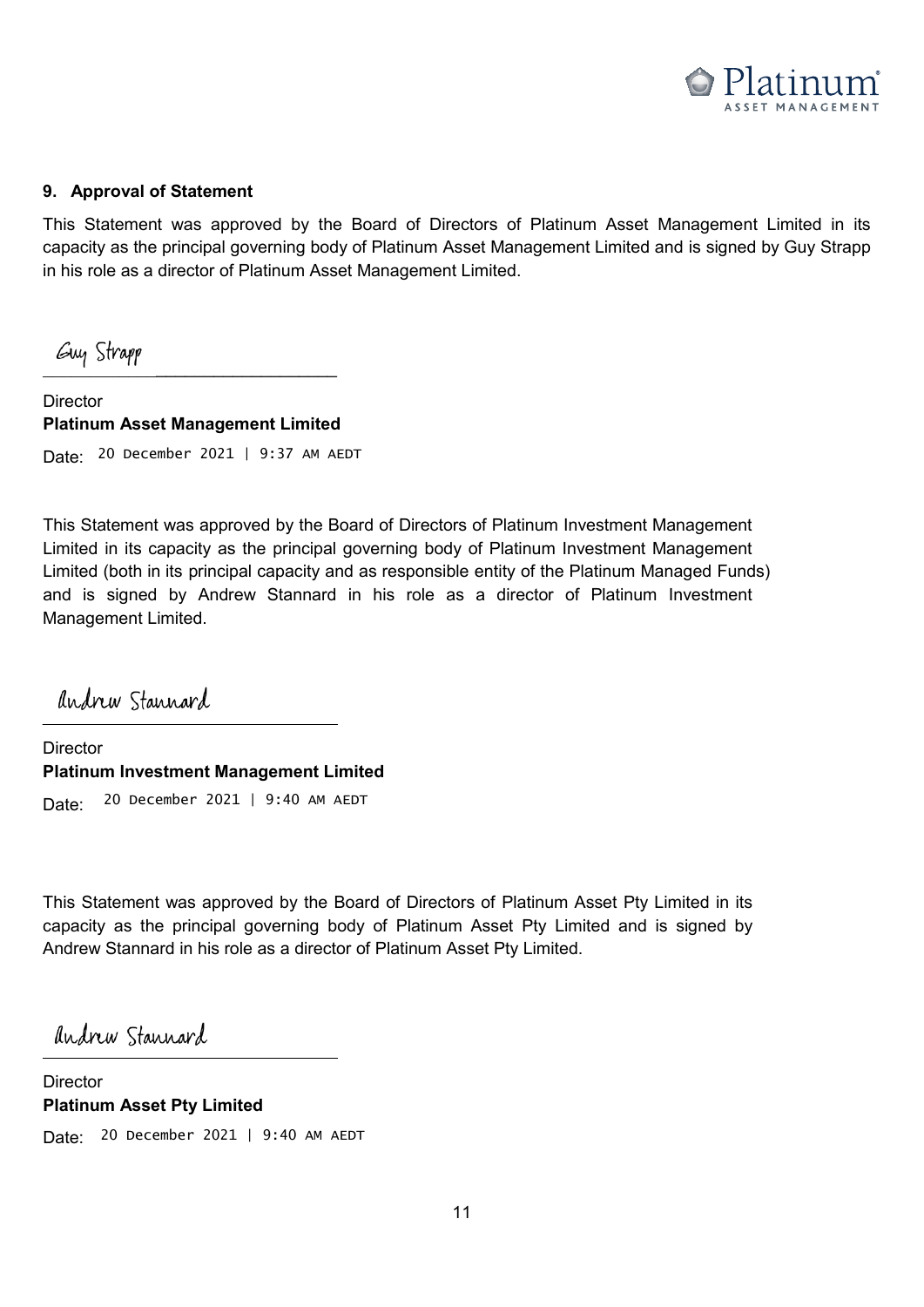## 9. Approval of Statement

This Statement was approved by the Board of Directors of Platinum Asset Management Limited in its capacity as the principal governing body of Platinum Asset Management Limited and is signed by Guy Strapp in his role as a director of Platinum Asset Management Limited.

Guy Strapp

Director
**Platinum Asset Management Limited**

Date: 20 December 2021 | 9:37 AM AEDT

This Statement was approved by the Board of Directors of Platinum Investment Management Limited in its capacity as the principal governing body of Platinum Investment Management Limited (both in its principal capacity and as responsible entity of the Platinum Managed Funds) and is signed by Andrew Stannard in his role as a director of Platinum Investment Management Limited.

Andrew Stannard

Director
**Platinum Investment Management Limited**

Date: 20 December 2021 | 9:40 AM AEDT

This Statement was approved by the Board of Directors of Platinum Asset Pty Limited in its capacity as the principal governing body of Platinum Asset Pty Limited and is signed by Andrew Stannard in his role as a director of Platinum Asset Pty Limited.

Andrew Stannard

Director
**Platinum Asset Pty Limited**

Date: 20 December 2021 | 9:40 AM AEDT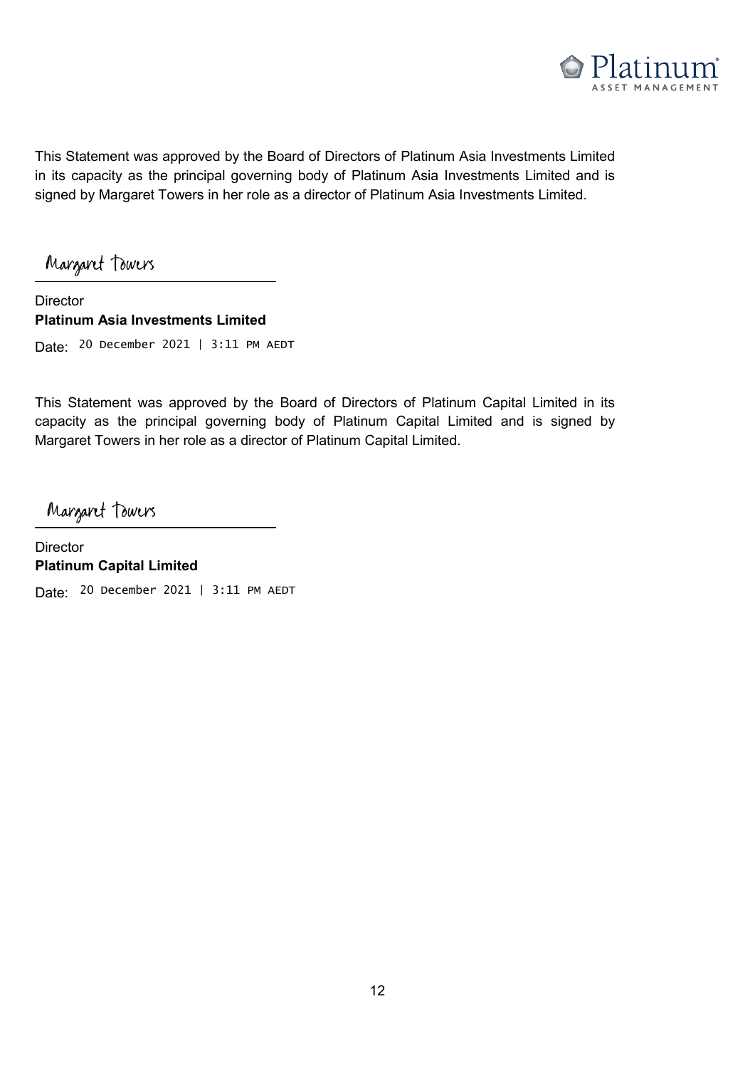This Statement was approved by the Board of Directors of Platinum Asia Investments Limited in its capacity as the principal governing body of Platinum Asia Investments Limited and is signed by Margaret Towers in her role as a director of Platinum Asia Investments Limited.

Margaret Towers

Director
**Platinum Asia Investments Limited**
Date: 20 December 2021 | 3:11 PM AEDT

This Statement was approved by the Board of Directors of Platinum Capital Limited in its capacity as the principal governing body of Platinum Capital Limited and is signed by Margaret Towers in her role as a director of Platinum Capital Limited.

Margaret Towers

Director
**Platinum Capital Limited**
Date: 20 December 2021 | 3:11 PM AEDT